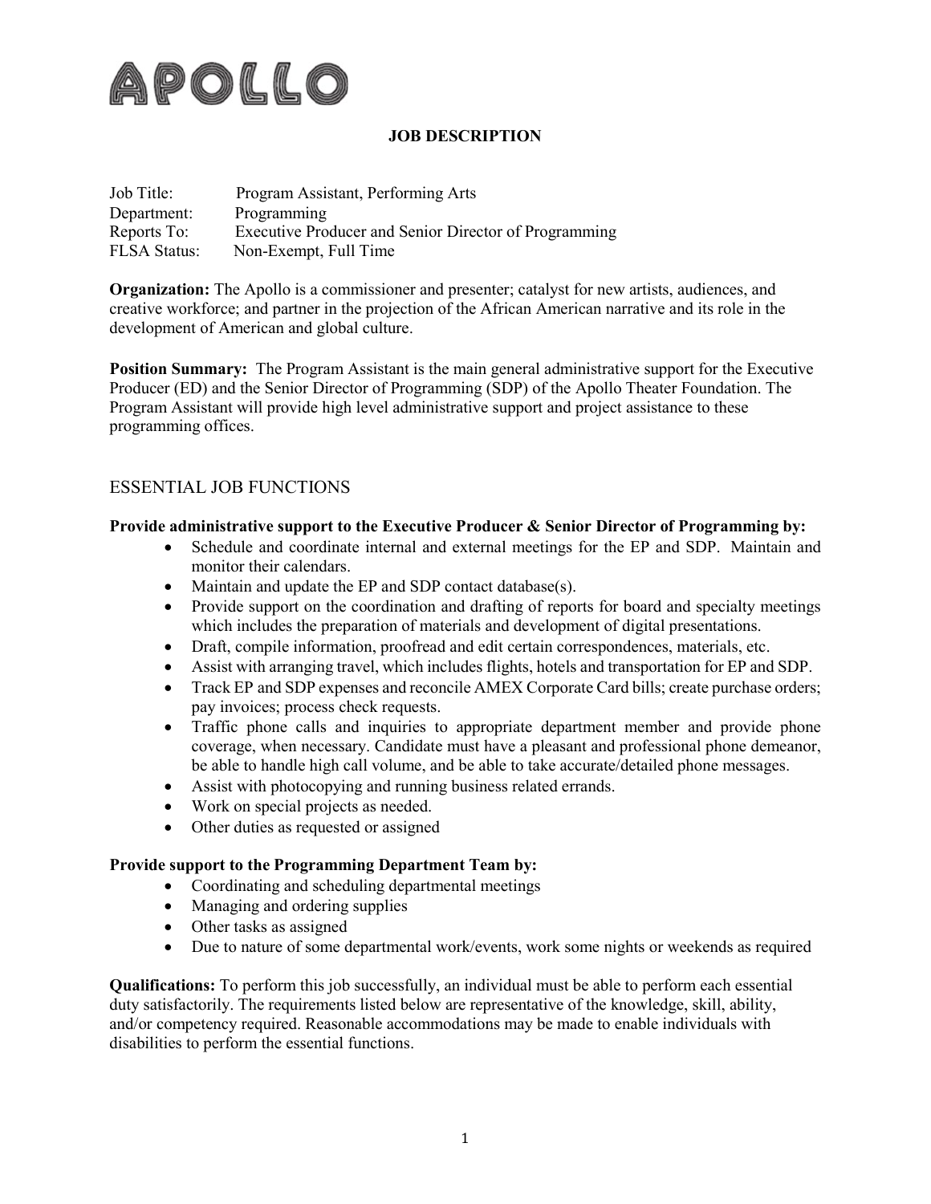# APOLLO

## JOB DESCRIPTION

Job Title: Program Assistant, Performing Arts
Department: Programming
Reports To: Executive Producer and Senior Director of Programming
FLSA Status: Non-Exempt, Full Time

**Organization:** The Apollo is a commissioner and presenter; catalyst for new artists, audiences, and creative workforce; and partner in the projection of the African American narrative and its role in the development of American and global culture.

**Position Summary:** The Program Assistant is the main general administrative support for the Executive Producer (ED) and the Senior Director of Programming (SDP) of the Apollo Theater Foundation. The Program Assistant will provide high level administrative support and project assistance to these programming offices.

## ESSENTIAL JOB FUNCTIONS

**Provide administrative support to the Executive Producer & Senior Director of Programming by:**

- Schedule and coordinate internal and external meetings for the EP and SDP. Maintain and monitor their calendars.
- Maintain and update the EP and SDP contact database(s).
- Provide support on the coordination and drafting of reports for board and specialty meetings which includes the preparation of materials and development of digital presentations.
- Draft, compile information, proofread and edit certain correspondences, materials, etc.
- Assist with arranging travel, which includes flights, hotels and transportation for EP and SDP.
- Track EP and SDP expenses and reconcile AMEX Corporate Card bills; create purchase orders; pay invoices; process check requests.
- Traffic phone calls and inquiries to appropriate department member and provide phone coverage, when necessary. Candidate must have a pleasant and professional phone demeanor, be able to handle high call volume, and be able to take accurate/detailed phone messages.
- Assist with photocopying and running business related errands.
- Work on special projects as needed.
- Other duties as requested or assigned

**Provide support to the Programming Department Team by:**

- Coordinating and scheduling departmental meetings
- Managing and ordering supplies
- Other tasks as assigned
- Due to nature of some departmental work/events, work some nights or weekends as required

**Qualifications:** To perform this job successfully, an individual must be able to perform each essential duty satisfactorily. The requirements listed below are representative of the knowledge, skill, ability, and/or competency required. Reasonable accommodations may be made to enable individuals with disabilities to perform the essential functions.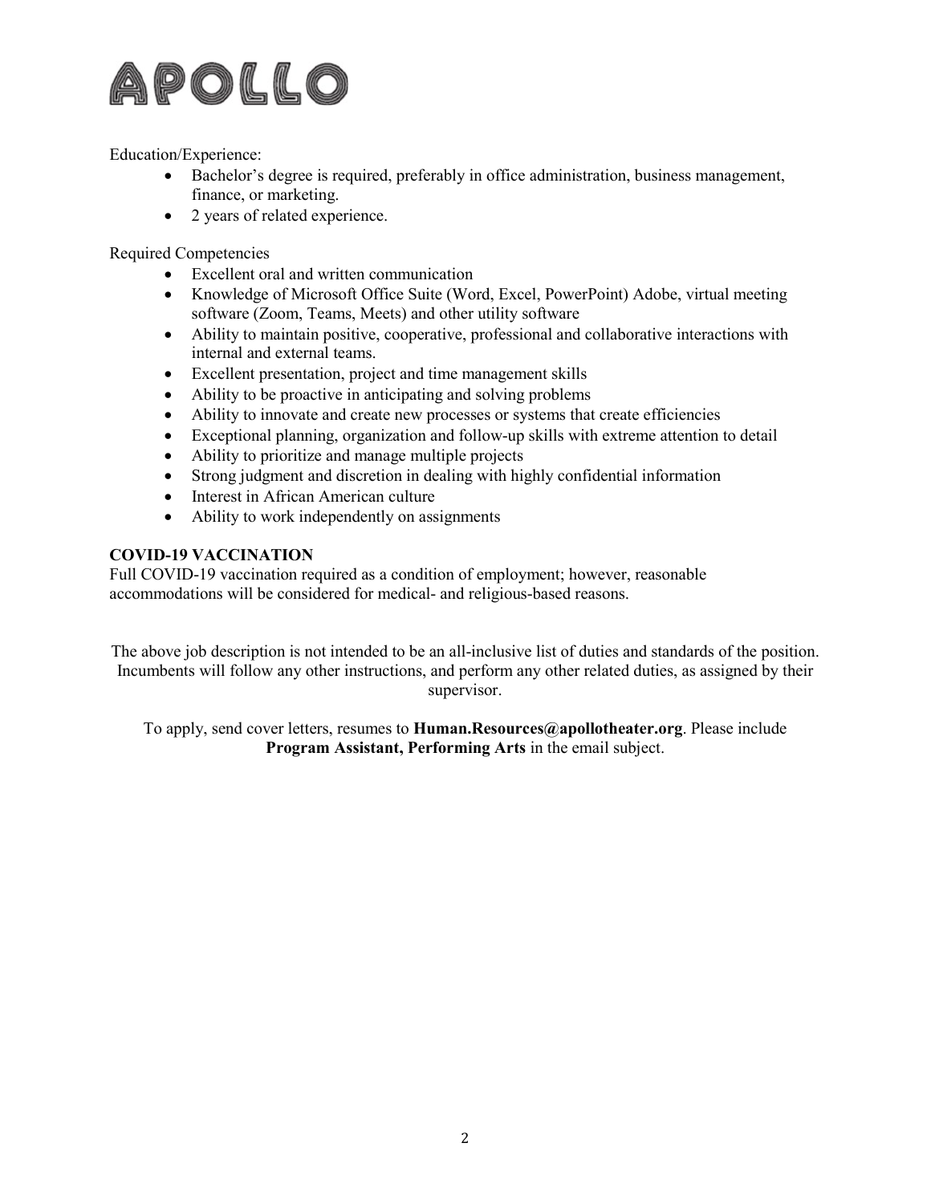APOLLO

Education/Experience:

- Bachelor's degree is required, preferably in office administration, business management, finance, or marketing.
- 2 years of related experience.

Required Competencies

- Excellent oral and written communication
- Knowledge of Microsoft Office Suite (Word, Excel, PowerPoint) Adobe, virtual meeting software (Zoom, Teams, Meets) and other utility software
- Ability to maintain positive, cooperative, professional and collaborative interactions with internal and external teams.
- Excellent presentation, project and time management skills
- Ability to be proactive in anticipating and solving problems
- Ability to innovate and create new processes or systems that create efficiencies
- Exceptional planning, organization and follow-up skills with extreme attention to detail
- Ability to prioritize and manage multiple projects
- Strong judgment and discretion in dealing with highly confidential information
- Interest in African American culture
- Ability to work independently on assignments

**COVID-19 VACCINATION**

Full COVID-19 vaccination required as a condition of employment; however, reasonable accommodations will be considered for medical- and religious-based reasons.

The above job description is not intended to be an all-inclusive list of duties and standards of the position. Incumbents will follow any other instructions, and perform any other related duties, as assigned by their supervisor.

To apply, send cover letters, resumes to **Human.Resources@apollotheater.org**. Please include **Program Assistant, Performing Arts** in the email subject.